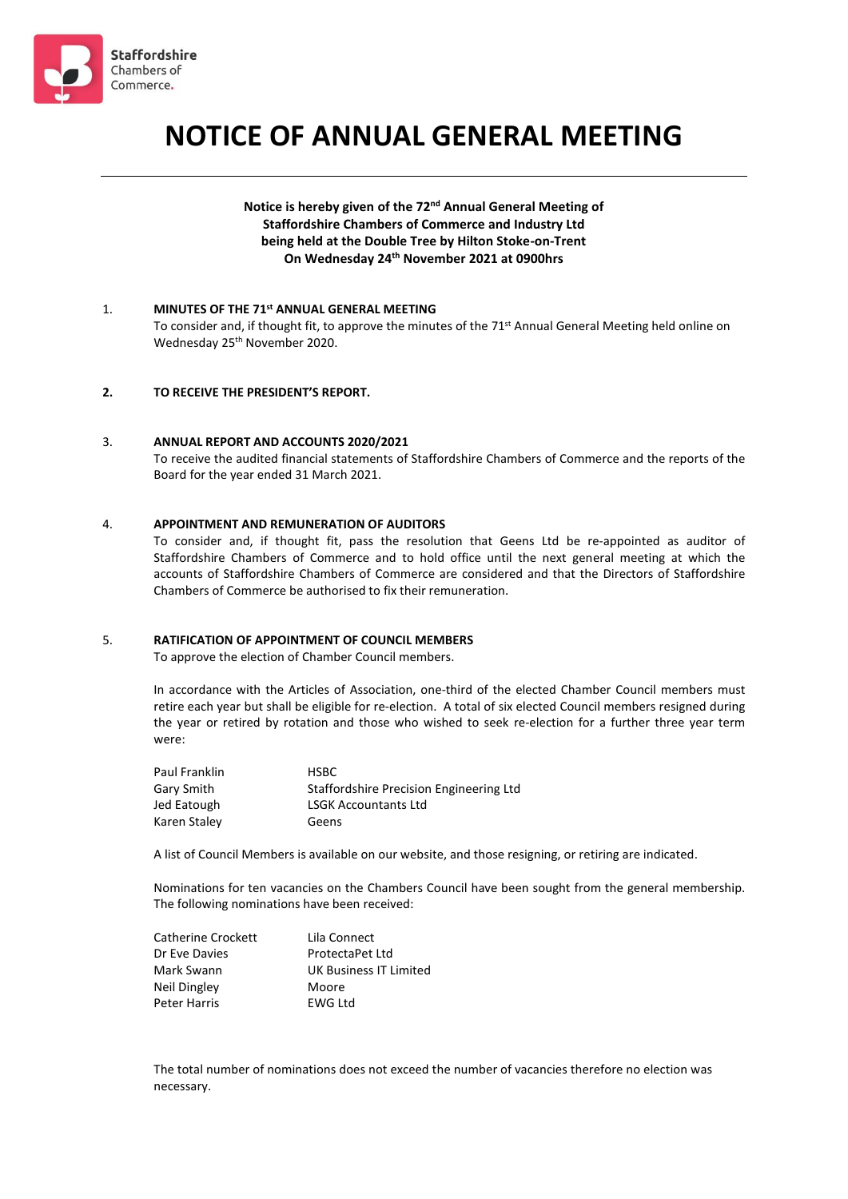Staffordshire Chambers of Commerce.

# NOTICE OF ANNUAL GENERAL MEETING

**Notice is hereby given of the 72nd Annual General Meeting of Staffordshire Chambers of Commerce and Industry Ltd being held at the Double Tree by Hilton Stoke-on-Trent On Wednesday 24th November 2021 at 0900hrs**

1. **MINUTES OF THE 71st ANNUAL GENERAL MEETING**
   To consider and, if thought fit, to approve the minutes of the 71st Annual General Meeting held online on Wednesday 25th November 2020.

2. **TO RECEIVE THE PRESIDENT'S REPORT.**

3. **ANNUAL REPORT AND ACCOUNTS 2020/2021**
   To receive the audited financial statements of Staffordshire Chambers of Commerce and the reports of the Board for the year ended 31 March 2021.

4. **APPOINTMENT AND REMUNERATION OF AUDITORS**
   To consider and, if thought fit, pass the resolution that Geens Ltd be re-appointed as auditor of Staffordshire Chambers of Commerce and to hold office until the next general meeting at which the accounts of Staffordshire Chambers of Commerce are considered and that the Directors of Staffordshire Chambers of Commerce be authorised to fix their remuneration.

5. **RATIFICATION OF APPOINTMENT OF COUNCIL MEMBERS**
   To approve the election of Chamber Council members.

   In accordance with the Articles of Association, one-third of the elected Chamber Council members must retire each year but shall be eligible for re-election. A total of six elected Council members resigned during the year or retired by rotation and those who wished to seek re-election for a further three year term were:

| | |
|---|---|
| Paul Franklin | HSBC |
| Gary Smith | Staffordshire Precision Engineering Ltd |
| Jed Eatough | LSGK Accountants Ltd |
| Karen Staley | Geens |

   A list of Council Members is available on our website, and those resigning, or retiring are indicated.

   Nominations for ten vacancies on the Chambers Council have been sought from the general membership. The following nominations have been received:

| | |
|---|---|
| Catherine Crockett | Lila Connect |
| Dr Eve Davies | ProtectaPet Ltd |
| Mark Swann | UK Business IT Limited |
| Neil Dingley | Moore |
| Peter Harris | EWG Ltd |

   The total number of nominations does not exceed the number of vacancies therefore no election was necessary.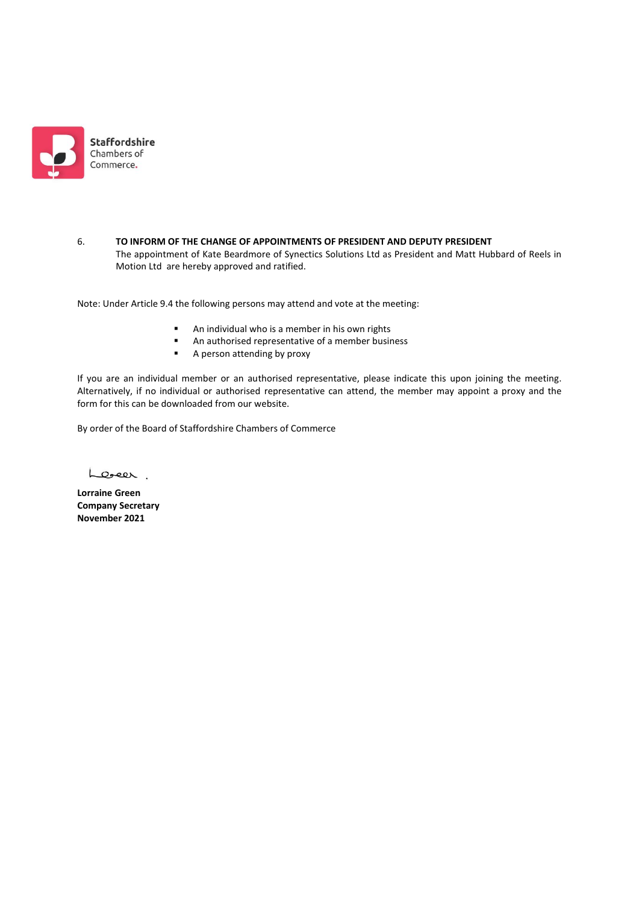Staffordshire Chambers of Commerce.

6. **TO INFORM OF THE CHANGE OF APPOINTMENTS OF PRESIDENT AND DEPUTY PRESIDENT**
The appointment of Kate Beardmore of Synectics Solutions Ltd as President and Matt Hubbard of Reels in Motion Ltd are hereby approved and ratified.

Note: Under Article 9.4 the following persons may attend and vote at the meeting:

- An individual who is a member in his own rights
- An authorised representative of a member business
- A person attending by proxy

If you are an individual member or an authorised representative, please indicate this upon joining the meeting. Alternatively, if no individual or authorised representative can attend, the member may appoint a proxy and the form for this can be downloaded from our website.

By order of the Board of Staffordshire Chambers of Commerce

**Lorraine Green**
**Company Secretary**
**November 2021**